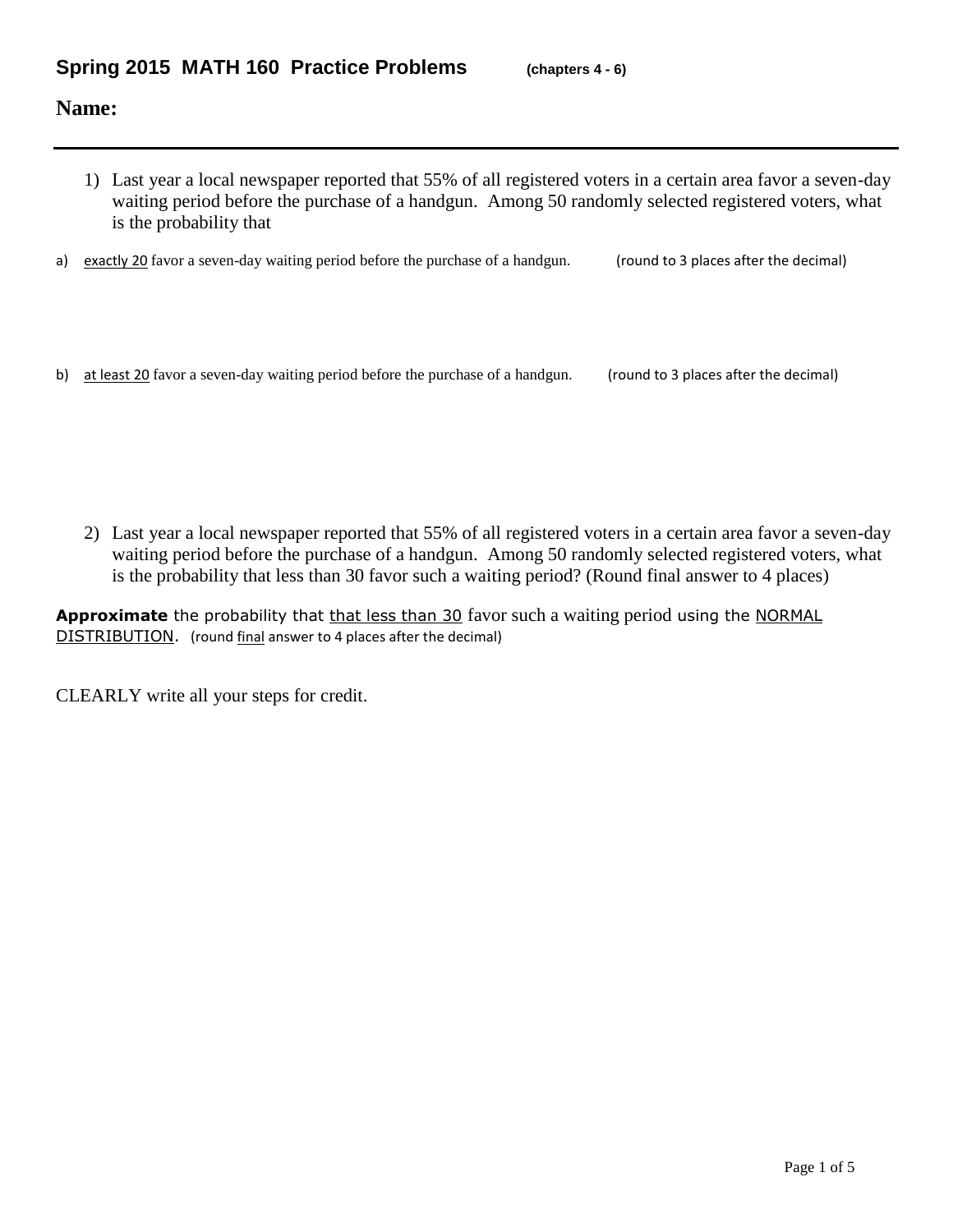## Spring 2015 MATH 160 Practice Problems (chapters 4 - 6)

**Name:**

---

1) Last year a local newspaper reported that 55% of all registered voters in a certain area favor a seven-day waiting period before the purchase of a handgun. Among 50 randomly selected registered voters, what is the probability that

a) exactly 20 favor a seven-day waiting period before the purchase of a handgun. (round to 3 places after the decimal)

b) at least 20 favor a seven-day waiting period before the purchase of a handgun. (round to 3 places after the decimal)

2) Last year a local newspaper reported that 55% of all registered voters in a certain area favor a seven-day waiting period before the purchase of a handgun. Among 50 randomly selected registered voters, what is the probability that less than 30 favor such a waiting period? (Round final answer to 4 places)

**Approximate** the probability that that less than 30 favor such a waiting period using the NORMAL DISTRIBUTION. (round final answer to 4 places after the decimal)

CLEARLY write all your steps for credit.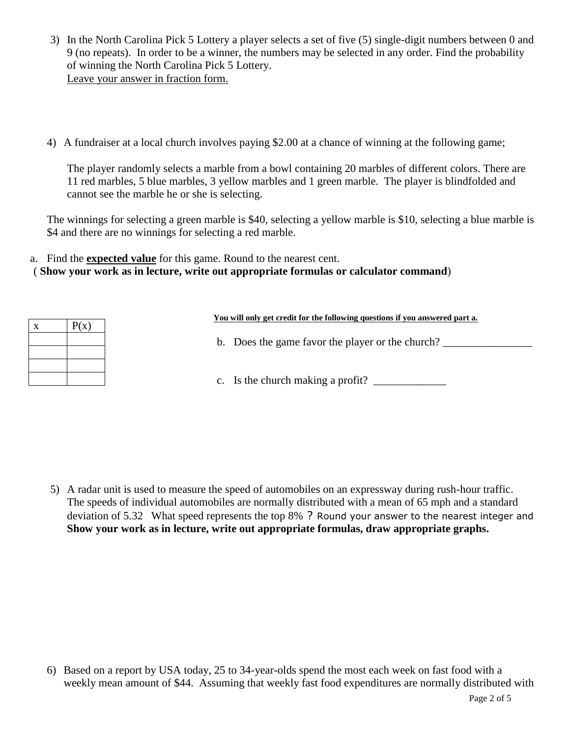3) In the North Carolina Pick 5 Lottery a player selects a set of five (5) single-digit numbers between 0 and 9 (no repeats). In order to be a winner, the numbers may be selected in any order. Find the probability of winning the North Carolina Pick 5 Lottery.
<u>Leave your answer in fraction form.</u>

4) A fundraiser at a local church involves paying \$2.00 at a chance of winning at the following game;

The player randomly selects a marble from a bowl containing 20 marbles of different colors. There are 11 red marbles, 5 blue marbles, 3 yellow marbles and 1 green marble. The player is blindfolded and cannot see the marble he or she is selecting.

The winnings for selecting a green marble is \$40, selecting a yellow marble is \$10, selecting a blue marble is \$4 and there are no winnings for selecting a red marble.

a. Find the **expected value** for this game. Round to the nearest cent.
( **Show your work as in lecture, write out appropriate formulas or calculator command**)

| x | P(x) |
|---|---|
| | |
| | |
| | |
| | |

**You will only get credit for the following questions if you answered part a.**

b. Does the game favor the player or the church? ________________

c. Is the church making a profit? _____________

5) A radar unit is used to measure the speed of automobiles on an expressway during rush-hour traffic. The speeds of individual automobiles are normally distributed with a mean of 65 mph and a standard deviation of 5.32 What speed represents the top 8% ? Round your answer to the nearest integer and **Show your work as in lecture, write out appropriate formulas, draw appropriate graphs.**

6) Based on a report by USA today, 25 to 34-year-olds spend the most each week on fast food with a weekly mean amount of \$44. Assuming that weekly fast food expenditures are normally distributed with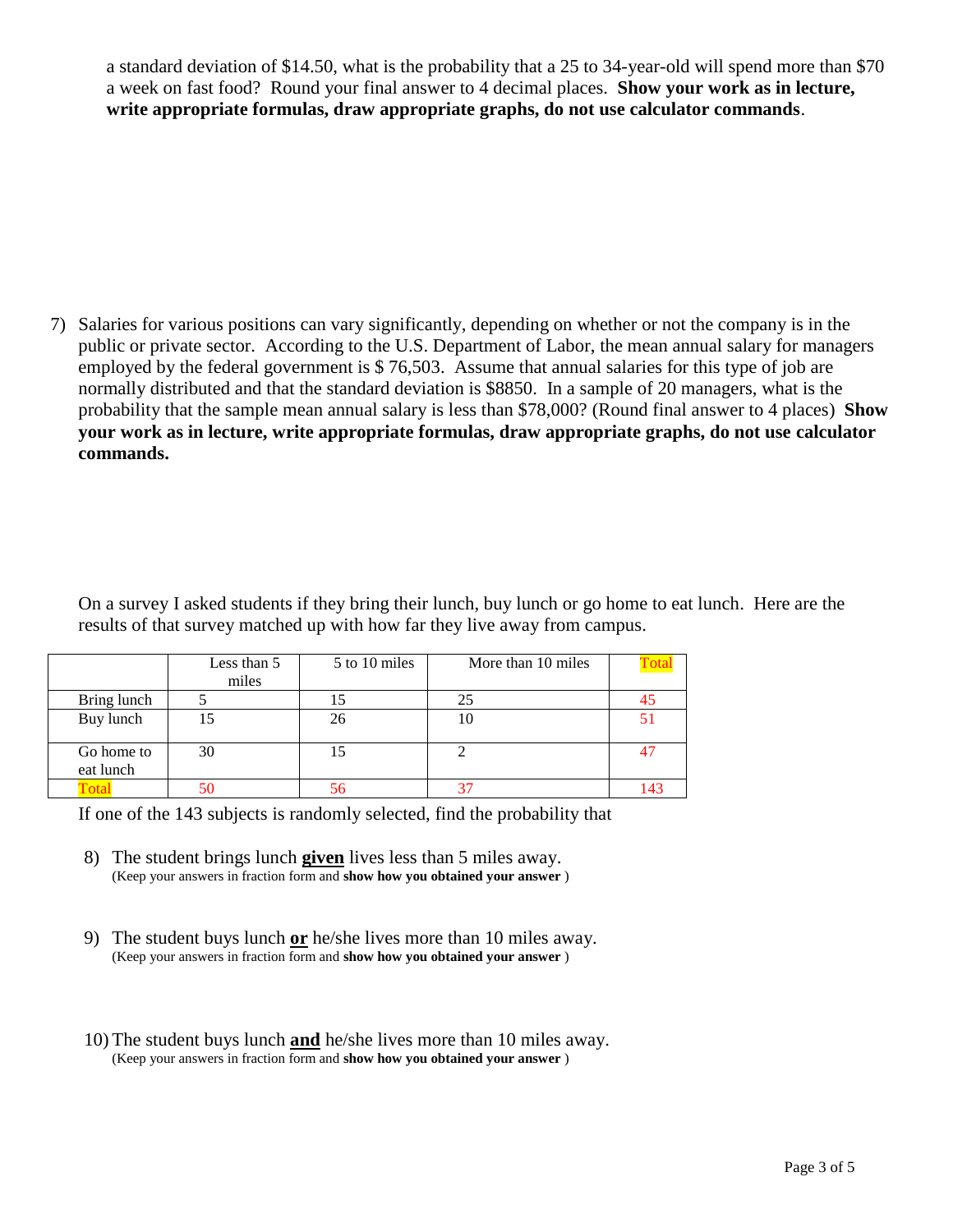a standard deviation of $14.50, what is the probability that a 25 to 34-year-old will spend more than $70 a week on fast food? Round your final answer to 4 decimal places. **Show your work as in lecture, write appropriate formulas, draw appropriate graphs, do not use calculator commands**.

7) Salaries for various positions can vary significantly, depending on whether or not the company is in the public or private sector. According to the U.S. Department of Labor, the mean annual salary for managers employed by the federal government is $ 76,503. Assume that annual salaries for this type of job are normally distributed and that the standard deviation is $8850. In a sample of 20 managers, what is the probability that the sample mean annual salary is less than $78,000? (Round final answer to 4 places) **Show your work as in lecture, write appropriate formulas, draw appropriate graphs, do not use calculator commands.**

On a survey I asked students if they bring their lunch, buy lunch or go home to eat lunch. Here are the results of that survey matched up with how far they live away from campus.

| | Less than 5 miles | 5 to 10 miles | More than 10 miles | Total |
|---|---|---|---|---|
| Bring lunch | 5 | 15 | 25 | 45 |
| Buy lunch | 15 | 26 | 10 | 51 |
| Go home to eat lunch | 30 | 15 | 2 | 47 |
| Total | 50 | 56 | 37 | 143 |

If one of the 143 subjects is randomly selected, find the probability that

8) The student brings lunch **given** lives less than 5 miles away.
(Keep your answers in fraction form and **show how you obtained your answer** )

9) The student buys lunch **or** he/she lives more than 10 miles away.
(Keep your answers in fraction form and **show how you obtained your answer** )

10) The student buys lunch **and** he/she lives more than 10 miles away.
(Keep your answers in fraction form and **show how you obtained your answer** )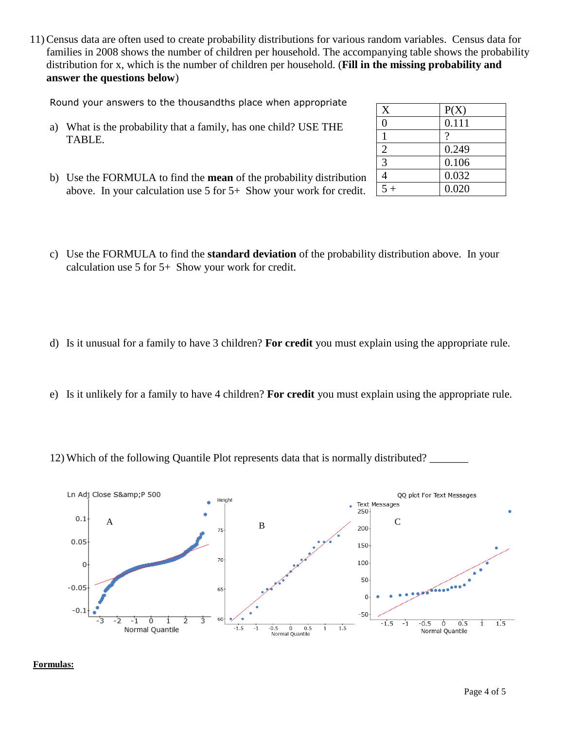11) Census data are often used to create probability distributions for various random variables. Census data for families in 2008 shows the number of children per household. The accompanying table shows the probability distribution for x, which is the number of children per household. (**Fill in the missing probability and answer the questions below**)

Round your answers to the thousandths place when appropriate

| X | P(X) |
|---|---|
| 0 | 0.111 |
| 1 | ? |
| 2 | 0.249 |
| 3 | 0.106 |
| 4 | 0.032 |
| 5 + | 0.020 |

a) What is the probability that a family, has one child? USE THE TABLE.

b) Use the FORMULA to find the **mean** of the probability distribution above. In your calculation use 5 for 5+ Show your work for credit.

c) Use the FORMULA to find the **standard deviation** of the probability distribution above. In your calculation use 5 for 5+ Show your work for credit.

d) Is it unusual for a family to have 3 children? **For credit** you must explain using the appropriate rule.

e) Is it unlikely for a family to have 4 children? **For credit** you must explain using the appropriate rule.

12) Which of the following Quantile Plot represents data that is normally distributed? _______

A — Ln Adj Close S&amp;P 500 (Normal Quantile)

B — Height (Normal Quantile)

C — QQ plot For Text Messages (Normal Quantile)

**Formulas:**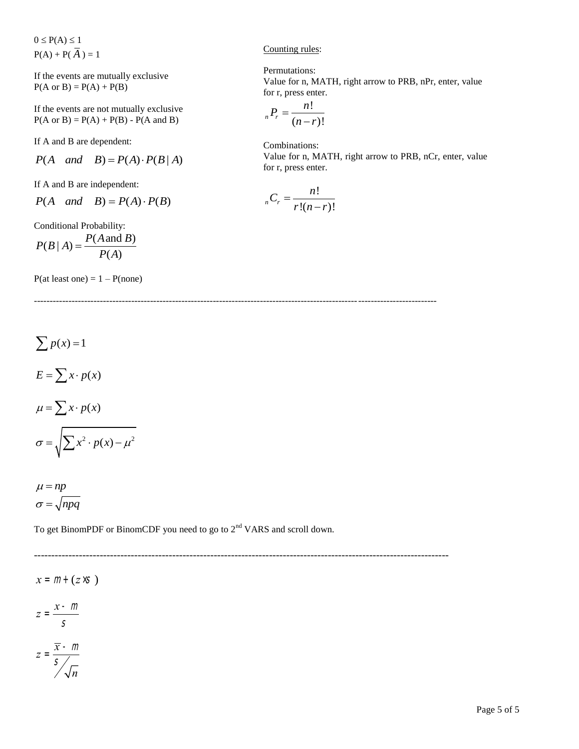$0 \le P(A) \le 1$

$P(A) + P(\overline{A}) = 1$

If the events are mutually exclusive
$P(A \text{ or } B) = P(A) + P(B)$

If the events are not mutually exclusive
$P(A \text{ or } B) = P(A) + P(B) - P(A \text{ and } B)$

If A and B are dependent:

$$P(A \quad and \quad B) = P(A) \cdot P(B \mid A)$$

If A and B are independent:

$$P(A \quad and \quad B) = P(A) \cdot P(B)$$

Conditional Probability:

$$P(B \mid A) = \frac{P(A \text{ and } B)}{P(A)}$$

P(at least one) = 1 – P(none)

Counting rules:

Permutations:
Value for n, MATH, right arrow to PRB, nPr, enter, value for r, press enter.

$${}_nP_r = \frac{n!}{(n-r)!}$$

Combinations:
Value for n, MATH, right arrow to PRB, nCr, enter, value for r, press enter.

$${}_nC_r = \frac{n!}{r!(n-r)!}$$

---

$$\sum p(x) = 1$$

$$E = \sum x \cdot p(x)$$

$$\mu = \sum x \cdot p(x)$$

$$\sigma = \sqrt{\sum x^2 \cdot p(x) - \mu^2}$$

$$\mu = np$$

$$\sigma = \sqrt{npq}$$

To get BinomPDF or BinomCDF you need to go to 2nd VARS and scroll down.

---

$$x = \mu + (z \times \sigma)$$

$$z = \frac{x - \mu}{\sigma}$$

$$z = \frac{\overline{x} - \mu}{\sigma / \sqrt{n}}$$